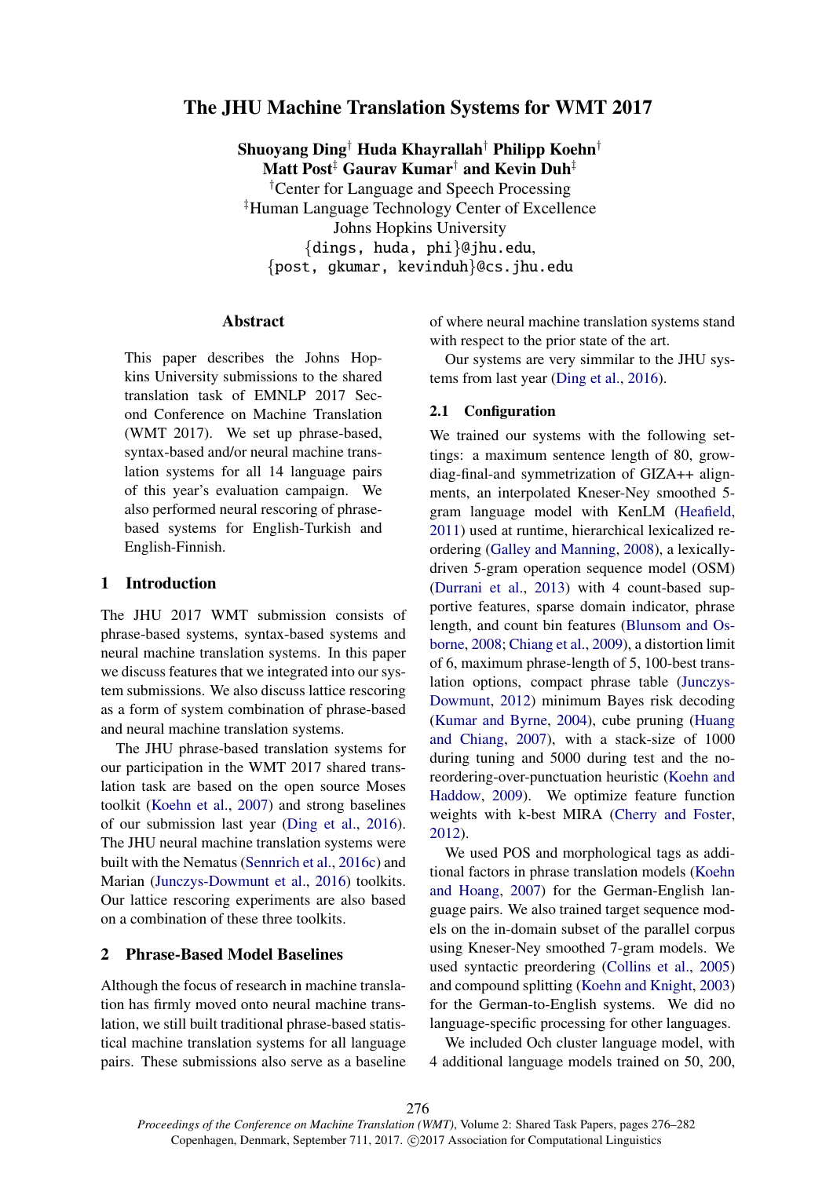# The JHU Machine Translation Systems for WMT 2017

**Shuoyang Ding[†] Huda Khayrallah[†] Philipp Koehn[†]**
**Matt Post[‡] Gaurav Kumar[†] and Kevin Duh[‡]**

[†]Center for Language and Speech Processing
[‡]Human Language Technology Center of Excellence
Johns Hopkins University
{dings, huda, phi}@jhu.edu,
{post, gkumar, kevinduh}@cs.jhu.edu

## Abstract

This paper describes the Johns Hopkins University submissions to the shared translation task of EMNLP 2017 Second Conference on Machine Translation (WMT 2017). We set up phrase-based, syntax-based and/or neural machine translation systems for all 14 language pairs of this year's evaluation campaign. We also performed neural rescoring of phrase-based systems for English-Turkish and English-Finnish.

## 1 Introduction

The JHU 2017 WMT submission consists of phrase-based systems, syntax-based systems and neural machine translation systems. In this paper we discuss features that we integrated into our system submissions. We also discuss lattice rescoring as a form of system combination of phrase-based and neural machine translation systems.

The JHU phrase-based translation systems for our participation in the WMT 2017 shared translation task are based on the open source Moses toolkit (Koehn et al., 2007) and strong baselines of our submission last year (Ding et al., 2016). The JHU neural machine translation systems were built with the Nematus (Sennrich et al., 2016c) and Marian (Junczys-Dowmunt et al., 2016) toolkits. Our lattice rescoring experiments are also based on a combination of these three toolkits.

## 2 Phrase-Based Model Baselines

Although the focus of research in machine translation has firmly moved onto neural machine translation, we still built traditional phrase-based statistical machine translation systems for all language pairs. These submissions also serve as a baseline of where neural machine translation systems stand with respect to the prior state of the art.

Our systems are very simmilar to the JHU systems from last year (Ding et al., 2016).

### 2.1 Configuration

We trained our systems with the following settings: a maximum sentence length of 80, grow-diag-final-and symmetrization of GIZA++ alignments, an interpolated Kneser-Ney smoothed 5-gram language model with KenLM (Heafield, 2011) used at runtime, hierarchical lexicalized reordering (Galley and Manning, 2008), a lexically-driven 5-gram operation sequence model (OSM) (Durrani et al., 2013) with 4 count-based supportive features, sparse domain indicator, phrase length, and count bin features (Blunsom and Osborne, 2008; Chiang et al., 2009), a distortion limit of 6, maximum phrase-length of 5, 100-best translation options, compact phrase table (Junczys-Dowmunt, 2012) minimum Bayes risk decoding (Kumar and Byrne, 2004), cube pruning (Huang and Chiang, 2007), with a stack-size of 1000 during tuning and 5000 during test and the no-reordering-over-punctuation heuristic (Koehn and Haddow, 2009). We optimize feature function weights with k-best MIRA (Cherry and Foster, 2012).

We used POS and morphological tags as additional factors in phrase translation models (Koehn and Hoang, 2007) for the German-English language pairs. We also trained target sequence models on the in-domain subset of the parallel corpus using Kneser-Ney smoothed 7-gram models. We used syntactic preordering (Collins et al., 2005) and compound splitting (Koehn and Knight, 2003) for the German-to-English systems. We did no language-specific processing for other languages.

We included Och cluster language model, with 4 additional language models trained on 50, 200,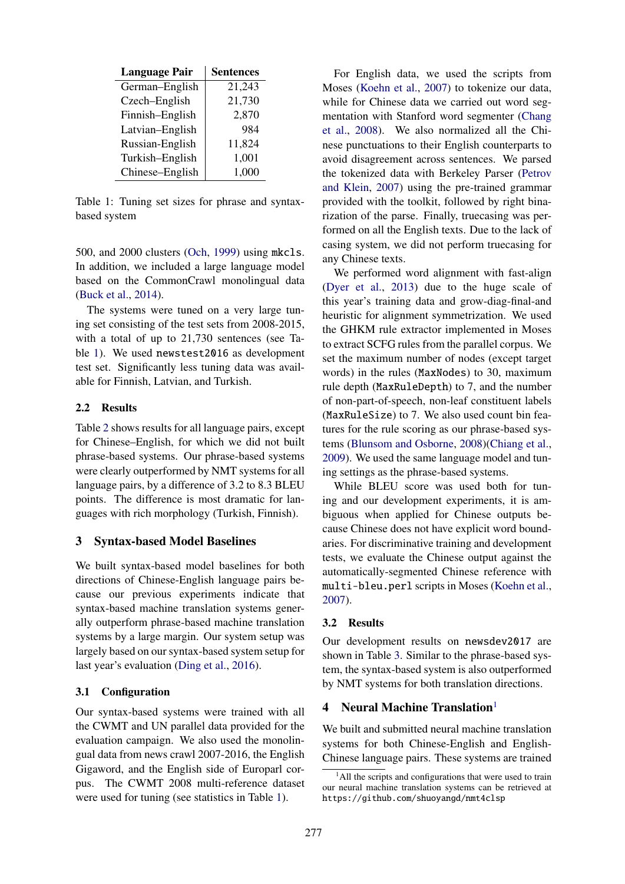| Language Pair | Sentences |
|---|---|
| German–English | 21,243 |
| Czech–English | 21,730 |
| Finnish–English | 2,870 |
| Latvian–English | 984 |
| Russian–English | 11,824 |
| Turkish–English | 1,001 |
| Chinese–English | 1,000 |

Table 1: Tuning set sizes for phrase and syntax-based system

500, and 2000 clusters (Och, 1999) using `mkcls`. In addition, we included a large language model based on the CommonCrawl monolingual data (Buck et al., 2014).

The systems were tuned on a very large tuning set consisting of the test sets from 2008-2015, with a total of up to 21,730 sentences (see Table 1). We used `newstest2016` as development test set. Significantly less tuning data was available for Finnish, Latvian, and Turkish.

### 2.2 Results

Table 2 shows results for all language pairs, except for Chinese–English, for which we did not built phrase-based systems. Our phrase-based systems were clearly outperformed by NMT systems for all language pairs, by a difference of 3.2 to 8.3 BLEU points. The difference is most dramatic for languages with rich morphology (Turkish, Finnish).

## 3 Syntax-based Model Baselines

We built syntax-based model baselines for both directions of Chinese-English language pairs because our previous experiments indicate that syntax-based machine translation systems generally outperform phrase-based machine translation systems by a large margin. Our system setup was largely based on our syntax-based system setup for last year's evaluation (Ding et al., 2016).

### 3.1 Configuration

Our syntax-based systems were trained with all the CWMT and UN parallel data provided for the evaluation campaign. We also used the monolingual data from news crawl 2007-2016, the English Gigaword, and the English side of Europarl corpus. The CWMT 2008 multi-reference dataset were used for tuning (see statistics in Table 1).

For English data, we used the scripts from Moses (Koehn et al., 2007) to tokenize our data, while for Chinese data we carried out word segmentation with Stanford word segmenter (Chang et al., 2008). We also normalized all the Chinese punctuations to their English counterparts to avoid disagreement across sentences. We parsed the tokenized data with Berkeley Parser (Petrov and Klein, 2007) using the pre-trained grammar provided with the toolkit, followed by right binarization of the parse. Finally, truecasing was performed on all the English texts. Due to the lack of casing system, we did not perform truecasing for any Chinese texts.

We performed word alignment with fast-align (Dyer et al., 2013) due to the huge scale of this year's training data and grow-diag-final-and heuristic for alignment symmetrization. We used the GHKM rule extractor implemented in Moses to extract SCFG rules from the parallel corpus. We set the maximum number of nodes (except target words) in the rules (`MaxNodes`) to 30, maximum rule depth (`MaxRuleDepth`) to 7, and the number of non-part-of-speech, non-leaf constituent labels (`MaxRuleSize`) to 7. We also used count bin features for the rule scoring as our phrase-based systems (Blunsom and Osborne, 2008)(Chiang et al., 2009). We used the same language model and tuning settings as the phrase-based systems.

While BLEU score was used both for tuning and our development experiments, it is ambiguous when applied for Chinese outputs because Chinese does not have explicit word boundaries. For discriminative training and development tests, we evaluate the Chinese output against the automatically-segmented Chinese reference with `multi-bleu.perl` scripts in Moses (Koehn et al., 2007).

### 3.2 Results

Our development results on `newsdev2017` are shown in Table 3. Similar to the phrase-based system, the syntax-based system is also outperformed by NMT systems for both translation directions.

## 4 Neural Machine Translation[1]

We built and submitted neural machine translation systems for both Chinese-English and English-Chinese language pairs. These systems are trained

[1] All the scripts and configurations that were used to train our neural machine translation systems can be retrieved at https://github.com/shuoyangd/nmt4clsp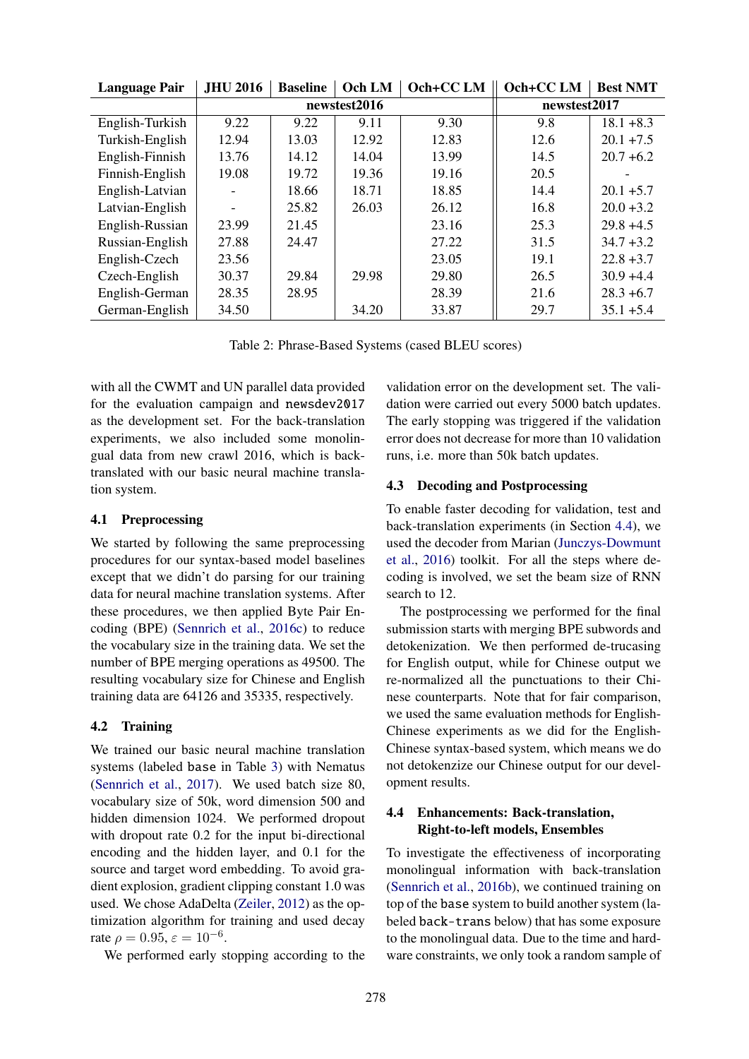| Language Pair | JHU 2016 | Baseline | Och LM | Och+CC LM | Och+CC LM | Best NMT |
|---|---|---|---|---|---|---|
| | newstest2016 | | | | newstest2017 | |
| English-Turkish | 9.22 | 9.22 | 9.11 | 9.30 | 9.8 | 18.1 +8.3 |
| Turkish-English | 12.94 | 13.03 | 12.92 | 12.83 | 12.6 | 20.1 +7.5 |
| English-Finnish | 13.76 | 14.12 | 14.04 | 13.99 | 14.5 | 20.7 +6.2 |
| Finnish-English | 19.08 | 19.72 | 19.36 | 19.16 | 20.5 | - |
| English-Latvian | - | 18.66 | 18.71 | 18.85 | 14.4 | 20.1 +5.7 |
| Latvian-English | - | 25.82 | 26.03 | 26.12 | 16.8 | 20.0 +3.2 |
| English-Russian | 23.99 | 21.45 | | 23.16 | 25.3 | 29.8 +4.5 |
| Russian-English | 27.88 | 24.47 | | 27.22 | 31.5 | 34.7 +3.2 |
| English-Czech | 23.56 | | | 23.05 | 19.1 | 22.8 +3.7 |
| Czech-English | 30.37 | 29.84 | 29.98 | 29.80 | 26.5 | 30.9 +4.4 |
| English-German | 28.35 | 28.95 | | 28.39 | 21.6 | 28.3 +6.7 |
| German-English | 34.50 | | 34.20 | 33.87 | 29.7 | 35.1 +5.4 |

Table 2: Phrase-Based Systems (cased BLEU scores)

with all the CWMT and UN parallel data provided for the evaluation campaign and newsdev2017 as the development set. For the back-translation experiments, we also included some monolingual data from new crawl 2016, which is back-translated with our basic neural machine translation system.

### 4.1 Preprocessing

We started by following the same preprocessing procedures for our syntax-based model baselines except that we didn't do parsing for our training data for neural machine translation systems. After these procedures, we then applied Byte Pair Encoding (BPE) (Sennrich et al., 2016c) to reduce the vocabulary size in the training data. We set the number of BPE merging operations as 49500. The resulting vocabulary size for Chinese and English training data are 64126 and 35335, respectively.

### 4.2 Training

We trained our basic neural machine translation systems (labeled base in Table 3) with Nematus (Sennrich et al., 2017). We used batch size 80, vocabulary size of 50k, word dimension 500 and hidden dimension 1024. We performed dropout with dropout rate 0.2 for the input bi-directional encoding and the hidden layer, and 0.1 for the source and target word embedding. To avoid gradient explosion, gradient clipping constant 1.0 was used. We chose AdaDelta (Zeiler, 2012) as the optimization algorithm for training and used decay rate $\rho = 0.95$, $\varepsilon = 10^{-6}$.

We performed early stopping according to the validation error on the development set. The validation were carried out every 5000 batch updates. The early stopping was triggered if the validation error does not decrease for more than 10 validation runs, i.e. more than 50k batch updates.

### 4.3 Decoding and Postprocessing

To enable faster decoding for validation, test and back-translation experiments (in Section 4.4), we used the decoder from Marian (Junczys-Dowmunt et al., 2016) toolkit. For all the steps where decoding is involved, we set the beam size of RNN search to 12.

The postprocessing we performed for the final submission starts with merging BPE subwords and detokenization. We then performed de-trucasing for English output, while for Chinese output we re-normalized all the punctuations to their Chinese counterparts. Note that for fair comparison, we used the same evaluation methods for English-Chinese experiments as we did for the English-Chinese syntax-based system, which means we do not detokenzize our Chinese output for our development results.

### 4.4 Enhancements: Back-translation, Right-to-left models, Ensembles

To investigate the effectiveness of incorporating monolingual information with back-translation (Sennrich et al., 2016b), we continued training on top of the base system to build another system (labeled back-trans below) that has some exposure to the monolingual data. Due to the time and hardware constraints, we only took a random sample of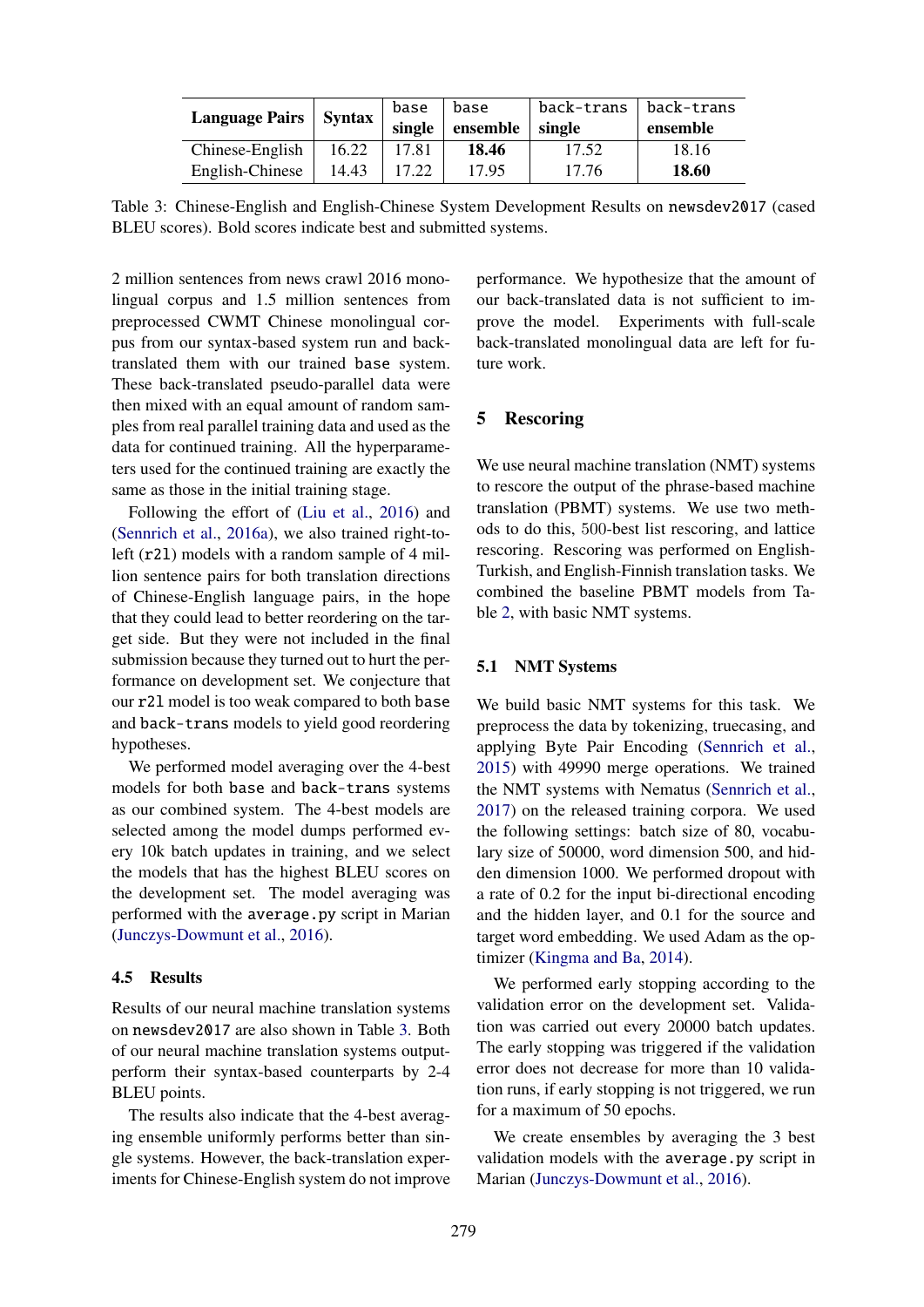| Language Pairs | Syntax | base single | base ensemble | back-trans single | back-trans ensemble |
|---|---|---|---|---|---|
| Chinese-English | 16.22 | 17.81 | **18.46** | 17.52 | 18.16 |
| English-Chinese | 14.43 | 17.22 | 17.95 | 17.76 | **18.60** |

Table 3: Chinese-English and English-Chinese System Development Results on newsdev2017 (cased BLEU scores). Bold scores indicate best and submitted systems.

2 million sentences from news crawl 2016 monolingual corpus and 1.5 million sentences from preprocessed CWMT Chinese monolingual corpus from our syntax-based system run and back-translated them with our trained base system. These back-translated pseudo-parallel data were then mixed with an equal amount of random samples from real parallel training data and used as the data for continued training. All the hyperparameters used for the continued training are exactly the same as those in the initial training stage.

Following the effort of (Liu et al., 2016) and (Sennrich et al., 2016a), we also trained right-to-left (r2l) models with a random sample of 4 million sentence pairs for both translation directions of Chinese-English language pairs, in the hope that they could lead to better reordering on the target side. But they were not included in the final submission because they turned out to hurt the performance on development set. We conjecture that our r2l model is too weak compared to both base and back-trans models to yield good reordering hypotheses.

We performed model averaging over the 4-best models for both base and back-trans systems as our combined system. The 4-best models are selected among the model dumps performed every 10k batch updates in training, and we select the models that has the highest BLEU scores on the development set. The model averaging was performed with the average.py script in Marian (Junczys-Dowmunt et al., 2016).

### 4.5 Results

Results of our neural machine translation systems on newsdev2017 are also shown in Table 3. Both of our neural machine translation systems outputperform their syntax-based counterparts by 2-4 BLEU points.

The results also indicate that the 4-best averaging ensemble uniformly performs better than single systems. However, the back-translation experiments for Chinese-English system do not improve performance. We hypothesize that the amount of our back-translated data is not sufficient to improve the model. Experiments with full-scale back-translated monolingual data are left for future work.

## 5 Rescoring

We use neural machine translation (NMT) systems to rescore the output of the phrase-based machine translation (PBMT) systems. We use two methods to do this, 500-best list rescoring, and lattice rescoring. Rescoring was performed on English-Turkish, and English-Finnish translation tasks. We combined the baseline PBMT models from Table 2, with basic NMT systems.

### 5.1 NMT Systems

We build basic NMT systems for this task. We preprocess the data by tokenizing, truecasing, and applying Byte Pair Encoding (Sennrich et al., 2015) with 49990 merge operations. We trained the NMT systems with Nematus (Sennrich et al., 2017) on the released training corpora. We used the following settings: batch size of 80, vocabulary size of 50000, word dimension 500, and hidden dimension 1000. We performed dropout with a rate of 0.2 for the input bi-directional encoding and the hidden layer, and 0.1 for the source and target word embedding. We used Adam as the optimizer (Kingma and Ba, 2014).

We performed early stopping according to the validation error on the development set. Validation was carried out every 20000 batch updates. The early stopping was triggered if the validation error does not decrease for more than 10 validation runs, if early stopping is not triggered, we run for a maximum of 50 epochs.

We create ensembles by averaging the 3 best validation models with the average.py script in Marian (Junczys-Dowmunt et al., 2016).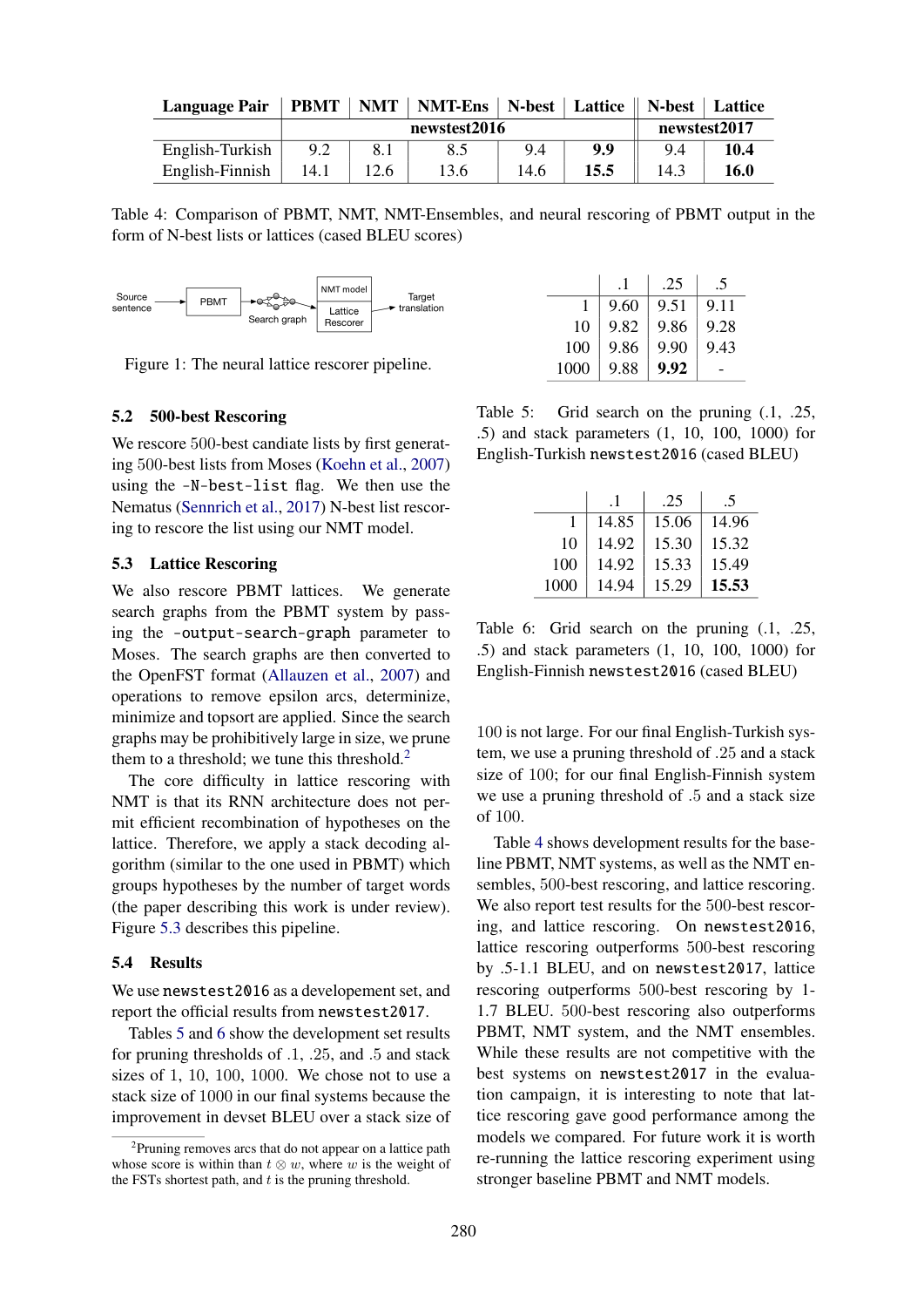| Language Pair | PBMT | NMT | NMT-Ens | N-best | Lattice | N-best | Lattice |
|---|---|---|---|---|---|---|---|
| | newstest2016 | | | | | newstest2017 | |
| English-Turkish | 9.2 | 8.1 | 8.5 | 9.4 | **9.9** | 9.4 | **10.4** |
| English-Finnish | 14.1 | 12.6 | 13.6 | 14.6 | **15.5** | 14.3 | **16.0** |

Table 4: Comparison of PBMT, NMT, NMT-Ensembles, and neural rescoring of PBMT output in the form of N-best lists or lattices (cased BLEU scores)

Source sentence → PBMT → Search graph → NMT model / Lattice Rescorer → Target translation

Figure 1: The neural lattice rescorer pipeline.

### 5.2 500-best Rescoring

We rescore 500-best candiate lists by first generating 500-best lists from Moses (Koehn et al., 2007) using the `-N-best-list` flag. We then use the Nematus (Sennrich et al., 2017) N-best list rescoring to rescore the list using our NMT model.

### 5.3 Lattice Rescoring

We also rescore PBMT lattices. We generate search graphs from the PBMT system by passing the `-output-search-graph` parameter to Moses. The search graphs are then converted to the OpenFST format (Allauzen et al., 2007) and operations to remove epsilon arcs, determinize, minimize and topsort are applied. Since the search graphs may be prohibitively large in size, we prune them to a threshold; we tune this threshold.[2]

The core difficulty in lattice rescoring with NMT is that its RNN architecture does not permit efficient recombination of hypotheses on the lattice. Therefore, we apply a stack decoding algorithm (similar to the one used in PBMT) which groups hypotheses by the number of target words (the paper describing this work is under review). Figure 5.3 describes this pipeline.

### 5.4 Results

We use `newstest2016` as a developement set, and report the official results from `newstest2017`.

Tables 5 and 6 show the development set results for pruning thresholds of .1, .25, and .5 and stack sizes of 1, 10, 100, 1000. We chose not to use a stack size of 1000 in our final systems because the improvement in devset BLEU over a stack size of 100 is not large. For our final English-Turkish system, we use a pruning threshold of .25 and a stack size of 100; for our final English-Finnish system we use a pruning threshold of .5 and a stack size of 100.

[2] Pruning removes arcs that do not appear on a lattice path whose score is within than $t \otimes w$, where $w$ is the weight of the FSTs shortest path, and $t$ is the pruning threshold.

| | .1 | .25 | .5 |
|---|---|---|---|
| 1 | 9.60 | 9.51 | 9.11 |
| 10 | 9.82 | 9.86 | 9.28 |
| 100 | 9.86 | 9.90 | 9.43 |
| 1000 | 9.88 | **9.92** | - |

Table 5: Grid search on the pruning (.1, .25, .5) and stack parameters (1, 10, 100, 1000) for English-Turkish `newstest2016` (cased BLEU)

| | .1 | .25 | .5 |
|---|---|---|---|
| 1 | 14.85 | 15.06 | 14.96 |
| 10 | 14.92 | 15.30 | 15.32 |
| 100 | 14.92 | 15.33 | 15.49 |
| 1000 | 14.94 | 15.29 | **15.53** |

Table 6: Grid search on the pruning (.1, .25, .5) and stack parameters (1, 10, 100, 1000) for English-Finnish `newstest2016` (cased BLEU)

Table 4 shows development results for the baseline PBMT, NMT systems, as well as the NMT ensembles, 500-best rescoring, and lattice rescoring. We also report test results for the 500-best rescoring, and lattice rescoring. On `newstest2016`, lattice rescoring outperforms 500-best rescoring by .5-1.1 BLEU, and on `newstest2017`, lattice rescoring outperforms 500-best rescoring by 1-1.7 BLEU. 500-best rescoring also outperforms PBMT, NMT system, and the NMT ensembles. While these results are not competitive with the best systems on `newstest2017` in the evaluation campaign, it is interesting to note that lattice rescoring gave good performance among the models we compared. For future work it is worth re-running the lattice rescoring experiment using stronger baseline PBMT and NMT models.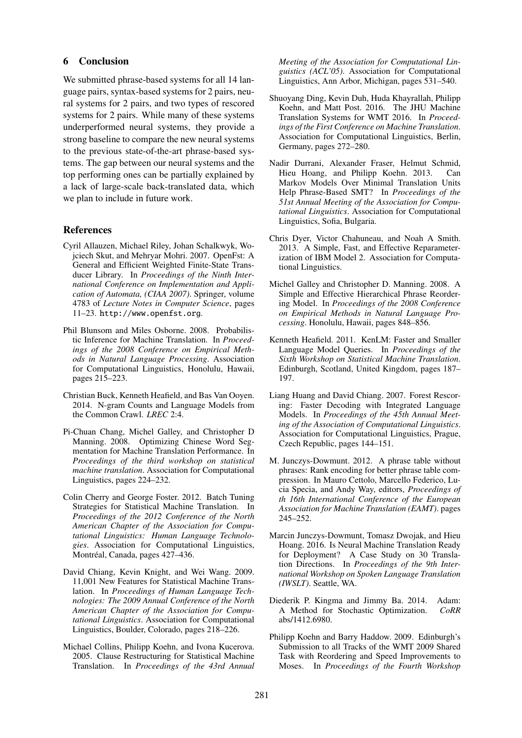## 6 Conclusion

We submitted phrase-based systems for all 14 language pairs, syntax-based systems for 2 pairs, neural systems for 2 pairs, and two types of rescored systems for 2 pairs. While many of these systems underperformed neural systems, they provide a strong baseline to compare the new neural systems to the previous state-of-the-art phrase-based systems. The gap between our neural systems and the top performing ones can be partially explained by a lack of large-scale back-translated data, which we plan to include in future work.

## References

Cyril Allauzen, Michael Riley, Johan Schalkwyk, Wojciech Skut, and Mehryar Mohri. 2007. OpenFst: A General and Efficient Weighted Finite-State Transducer Library. In *Proceedings of the Ninth International Conference on Implementation and Application of Automata, (CIAA 2007)*. Springer, volume 4783 of *Lecture Notes in Computer Science*, pages 11–23. http://www.openfst.org.

Phil Blunsom and Miles Osborne. 2008. Probabilistic Inference for Machine Translation. In *Proceedings of the 2008 Conference on Empirical Methods in Natural Language Processing*. Association for Computational Linguistics, Honolulu, Hawaii, pages 215–223.

Christian Buck, Kenneth Heafield, and Bas Van Ooyen. 2014. N-gram Counts and Language Models from the Common Crawl. *LREC* 2:4.

Pi-Chuan Chang, Michel Galley, and Christopher D Manning. 2008. Optimizing Chinese Word Segmentation for Machine Translation Performance. In *Proceedings of the third workshop on statistical machine translation*. Association for Computational Linguistics, pages 224–232.

Colin Cherry and George Foster. 2012. Batch Tuning Strategies for Statistical Machine Translation. In *Proceedings of the 2012 Conference of the North American Chapter of the Association for Computational Linguistics: Human Language Technologies*. Association for Computational Linguistics, Montréal, Canada, pages 427–436.

David Chiang, Kevin Knight, and Wei Wang. 2009. 11,001 New Features for Statistical Machine Translation. In *Proceedings of Human Language Technologies: The 2009 Annual Conference of the North American Chapter of the Association for Computational Linguistics*. Association for Computational Linguistics, Boulder, Colorado, pages 218–226.

Michael Collins, Philipp Koehn, and Ivona Kucerova. 2005. Clause Restructuring for Statistical Machine Translation. In *Proceedings of the 43rd Annual Meeting of the Association for Computational Linguistics (ACL'05)*. Association for Computational Linguistics, Ann Arbor, Michigan, pages 531–540.

Shuoyang Ding, Kevin Duh, Huda Khayrallah, Philipp Koehn, and Matt Post. 2016. The JHU Machine Translation Systems for WMT 2016. In *Proceedings of the First Conference on Machine Translation*. Association for Computational Linguistics, Berlin, Germany, pages 272–280.

Nadir Durrani, Alexander Fraser, Helmut Schmid, Hieu Hoang, and Philipp Koehn. 2013. Can Markov Models Over Minimal Translation Units Help Phrase-Based SMT? In *Proceedings of the 51st Annual Meeting of the Association for Computational Linguistics*. Association for Computational Linguistics, Sofia, Bulgaria.

Chris Dyer, Victor Chahuneau, and Noah A Smith. 2013. A Simple, Fast, and Effective Reparameterization of IBM Model 2. Association for Computational Linguistics.

Michel Galley and Christopher D. Manning. 2008. A Simple and Effective Hierarchical Phrase Reordering Model. In *Proceedings of the 2008 Conference on Empirical Methods in Natural Language Processing*. Honolulu, Hawaii, pages 848–856.

Kenneth Heafield. 2011. KenLM: Faster and Smaller Language Model Queries. In *Proceedings of the Sixth Workshop on Statistical Machine Translation*. Edinburgh, Scotland, United Kingdom, pages 187–197.

Liang Huang and David Chiang. 2007. Forest Rescoring: Faster Decoding with Integrated Language Models. In *Proceedings of the 45th Annual Meeting of the Association of Computational Linguistics*. Association for Computational Linguistics, Prague, Czech Republic, pages 144–151.

M. Junczys-Dowmunt. 2012. A phrase table without phrases: Rank encoding for better phrase table compression. In Mauro Cettolo, Marcello Federico, Lucia Specia, and Andy Way, editors, *Proceedings of th 16th International Conference of the European Association for Machine Translation (EAMT)*. pages 245–252.

Marcin Junczys-Dowmunt, Tomasz Dwojak, and Hieu Hoang. 2016. Is Neural Machine Translation Ready for Deployment? A Case Study on 30 Translation Directions. In *Proceedings of the 9th International Workshop on Spoken Language Translation (IWSLT)*. Seattle, WA.

Diederik P. Kingma and Jimmy Ba. 2014. Adam: A Method for Stochastic Optimization. *CoRR* abs/1412.6980.

Philipp Koehn and Barry Haddow. 2009. Edinburgh's Submission to all Tracks of the WMT 2009 Shared Task with Reordering and Speed Improvements to Moses. In *Proceedings of the Fourth Workshop*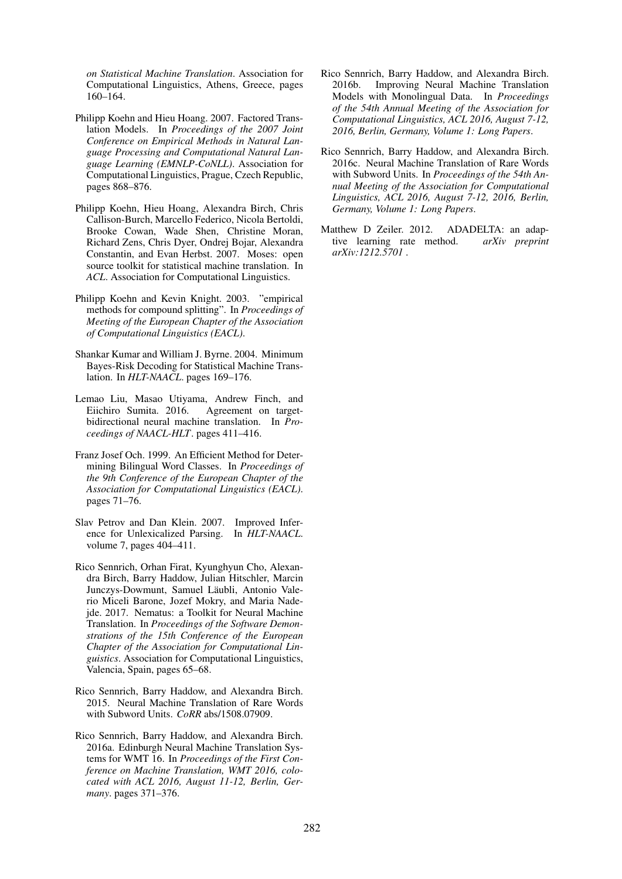*on Statistical Machine Translation*. Association for Computational Linguistics, Athens, Greece, pages 160–164.

Philipp Koehn and Hieu Hoang. 2007. Factored Translation Models. In *Proceedings of the 2007 Joint Conference on Empirical Methods in Natural Language Processing and Computational Natural Language Learning (EMNLP-CoNLL)*. Association for Computational Linguistics, Prague, Czech Republic, pages 868–876.

Philipp Koehn, Hieu Hoang, Alexandra Birch, Chris Callison-Burch, Marcello Federico, Nicola Bertoldi, Brooke Cowan, Wade Shen, Christine Moran, Richard Zens, Chris Dyer, Ondrej Bojar, Alexandra Constantin, and Evan Herbst. 2007. Moses: open source toolkit for statistical machine translation. In *ACL*. Association for Computational Linguistics.

Philipp Koehn and Kevin Knight. 2003. "empirical methods for compound splitting". In *Proceedings of Meeting of the European Chapter of the Association of Computational Linguistics (EACL)*.

Shankar Kumar and William J. Byrne. 2004. Minimum Bayes-Risk Decoding for Statistical Machine Translation. In *HLT-NAACL*. pages 169–176.

Lemao Liu, Masao Utiyama, Andrew Finch, and Eiichiro Sumita. 2016. Agreement on target-bidirectional neural machine translation. In *Proceedings of NAACL-HLT*. pages 411–416.

Franz Josef Och. 1999. An Efficient Method for Determining Bilingual Word Classes. In *Proceedings of the 9th Conference of the European Chapter of the Association for Computational Linguistics (EACL)*. pages 71–76.

Slav Petrov and Dan Klein. 2007. Improved Inference for Unlexicalized Parsing. In *HLT-NAACL*. volume 7, pages 404–411.

Rico Sennrich, Orhan Firat, Kyunghyun Cho, Alexandra Birch, Barry Haddow, Julian Hitschler, Marcin Junczys-Dowmunt, Samuel Läubli, Antonio Valerio Miceli Barone, Jozef Mokry, and Maria Nadejde. 2017. Nematus: a Toolkit for Neural Machine Translation. In *Proceedings of the Software Demonstrations of the 15th Conference of the European Chapter of the Association for Computational Linguistics*. Association for Computational Linguistics, Valencia, Spain, pages 65–68.

Rico Sennrich, Barry Haddow, and Alexandra Birch. 2015. Neural Machine Translation of Rare Words with Subword Units. *CoRR* abs/1508.07909.

Rico Sennrich, Barry Haddow, and Alexandra Birch. 2016a. Edinburgh Neural Machine Translation Systems for WMT 16. In *Proceedings of the First Conference on Machine Translation, WMT 2016, colocated with ACL 2016, August 11-12, Berlin, Germany*. pages 371–376.

Rico Sennrich, Barry Haddow, and Alexandra Birch. 2016b. Improving Neural Machine Translation Models with Monolingual Data. In *Proceedings of the 54th Annual Meeting of the Association for Computational Linguistics, ACL 2016, August 7-12, 2016, Berlin, Germany, Volume 1: Long Papers*.

Rico Sennrich, Barry Haddow, and Alexandra Birch. 2016c. Neural Machine Translation of Rare Words with Subword Units. In *Proceedings of the 54th Annual Meeting of the Association for Computational Linguistics, ACL 2016, August 7-12, 2016, Berlin, Germany, Volume 1: Long Papers*.

Matthew D Zeiler. 2012. ADADELTA: an adaptive learning rate method. *arXiv preprint arXiv:1212.5701* .